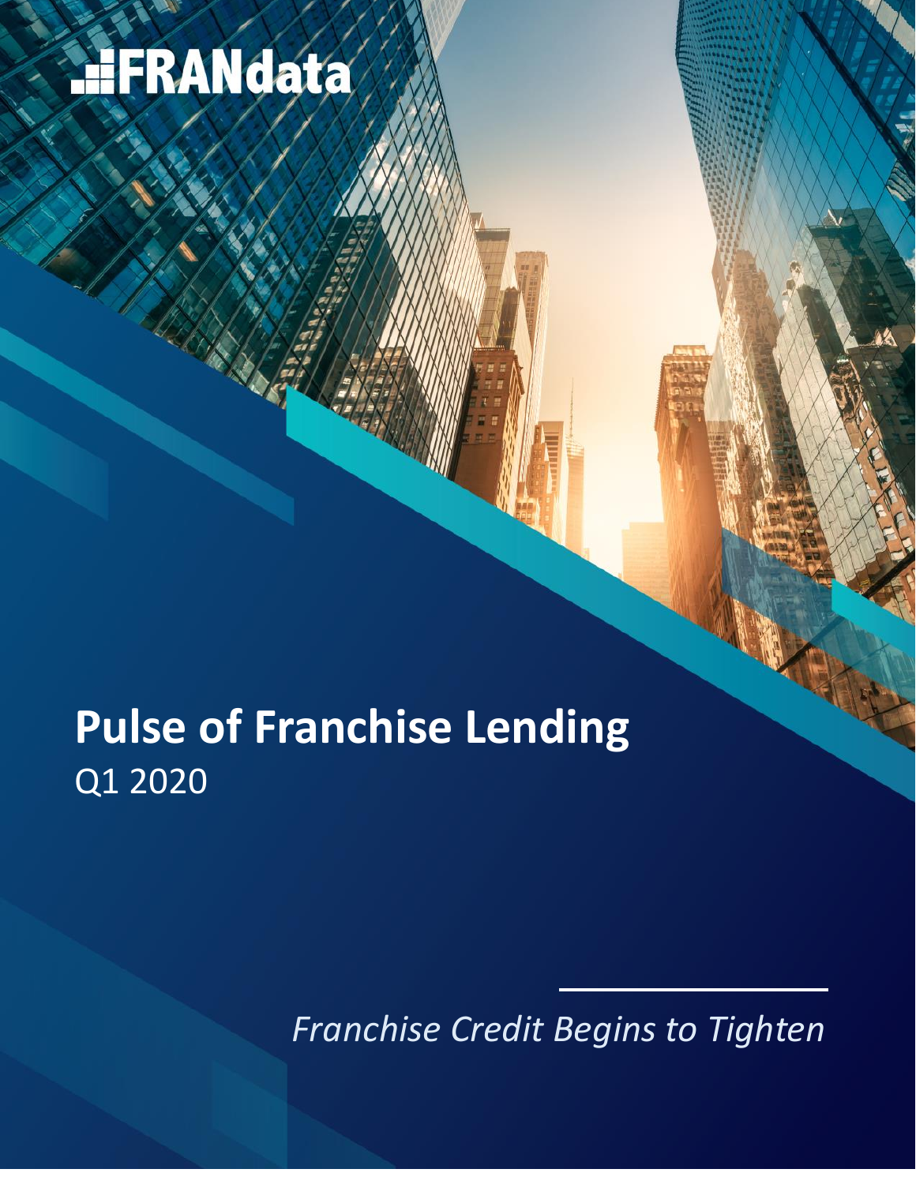FRANdata

# Pulse of Franchise Lending

Q1 2020

*Franchise Credit Begins to Tighten*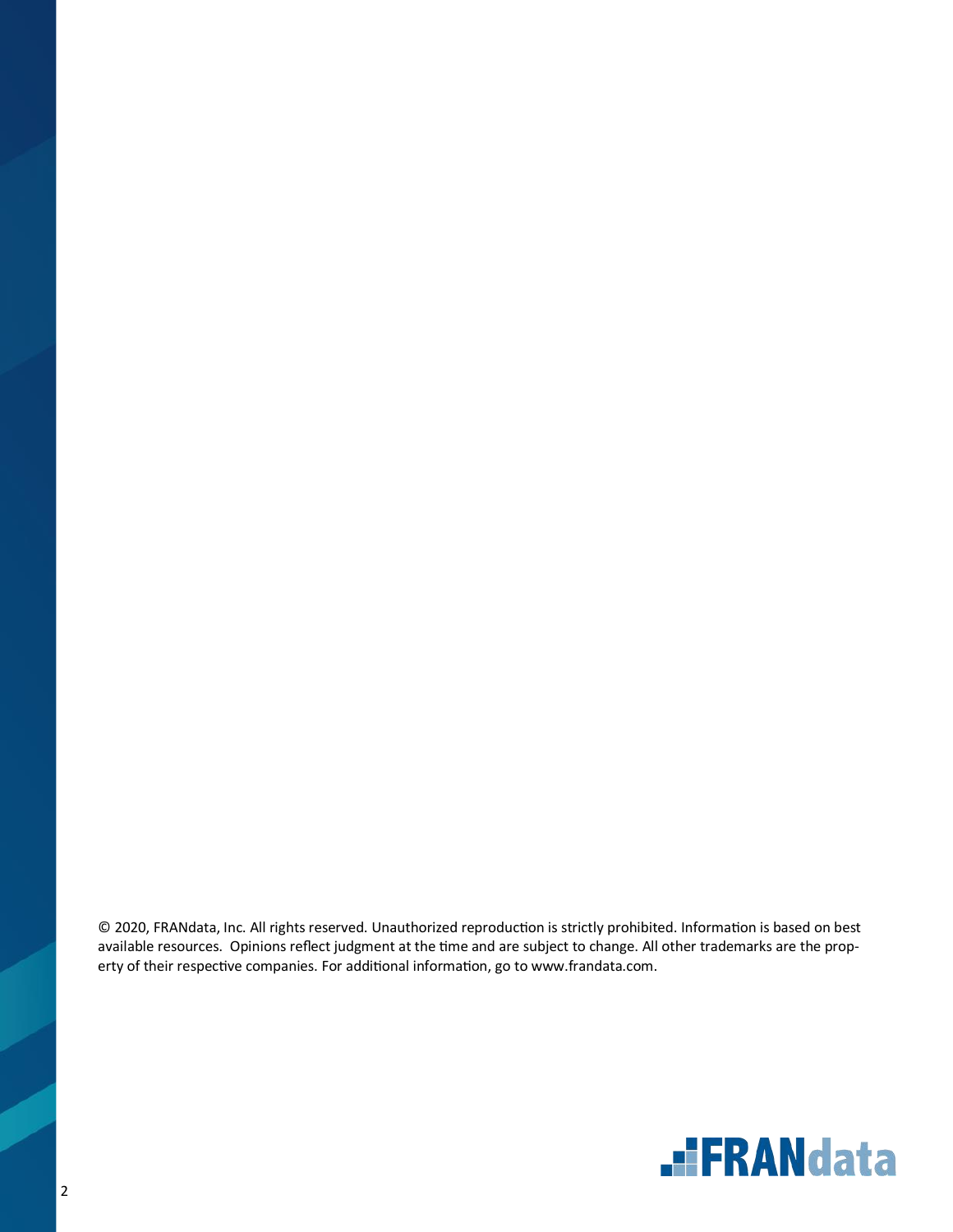© 2020, FRANdata, Inc. All rights reserved. Unauthorized reproduction is strictly prohibited. Information is based on best available resources. Opinions reflect judgment at the time and are subject to change. All other trademarks are the property of their respective companies. For additional information, go to www.frandata.com.

FRANdata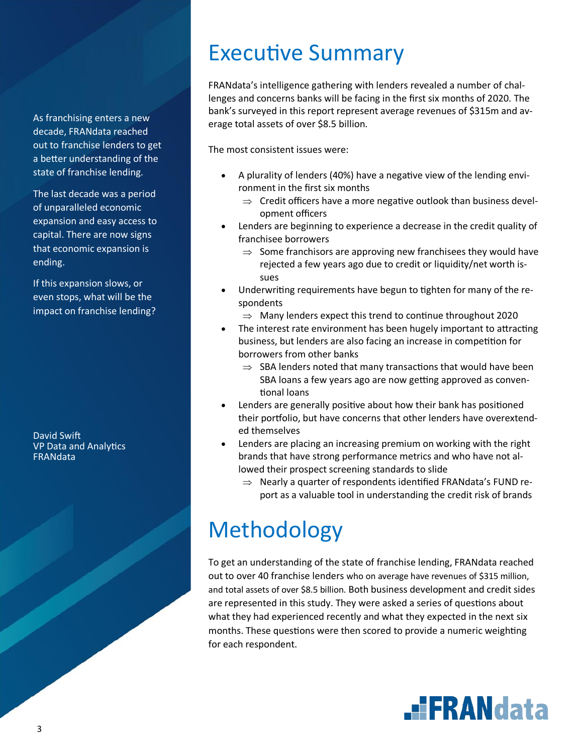As franchising enters a new decade, FRANdata reached out to franchise lenders to get a better understanding of the state of franchise lending.

The last decade was a period of unparalleled economic expansion and easy access to capital. There are now signs that economic expansion is ending.

If this expansion slows, or even stops, what will be the impact on franchise lending?

David Swift
VP Data and Analytics
FRANdata

# Executive Summary

FRANdata's intelligence gathering with lenders revealed a number of challenges and concerns banks will be facing in the first six months of 2020. The bank's surveyed in this report represent average revenues of $315m and average total assets of over $8.5 billion.

The most consistent issues were:

- A plurality of lenders (40%) have a negative view of the lending environment in the first six months
  - ⇒ Credit officers have a more negative outlook than business development officers
- Lenders are beginning to experience a decrease in the credit quality of franchisee borrowers
  - ⇒ Some franchisors are approving new franchisees they would have rejected a few years ago due to credit or liquidity/net worth issues
- Underwriting requirements have begun to tighten for many of the respondents
  - ⇒ Many lenders expect this trend to continue throughout 2020
- The interest rate environment has been hugely important to attracting business, but lenders are also facing an increase in competition for borrowers from other banks
  - ⇒ SBA lenders noted that many transactions that would have been SBA loans a few years ago are now getting approved as conventional loans
- Lenders are generally positive about how their bank has positioned their portfolio, but have concerns that other lenders have overextended themselves
- Lenders are placing an increasing premium on working with the right brands that have strong performance metrics and who have not allowed their prospect screening standards to slide
  - ⇒ Nearly a quarter of respondents identified FRANdata's FUND report as a valuable tool in understanding the credit risk of brands

# Methodology

To get an understanding of the state of franchise lending, FRANdata reached out to over 40 franchise lenders who on average have revenues of $315 million, and total assets of over $8.5 billion. Both business development and credit sides are represented in this study. They were asked a series of questions about what they had experienced recently and what they expected in the next six months. These questions were then scored to provide a numeric weighting for each respondent.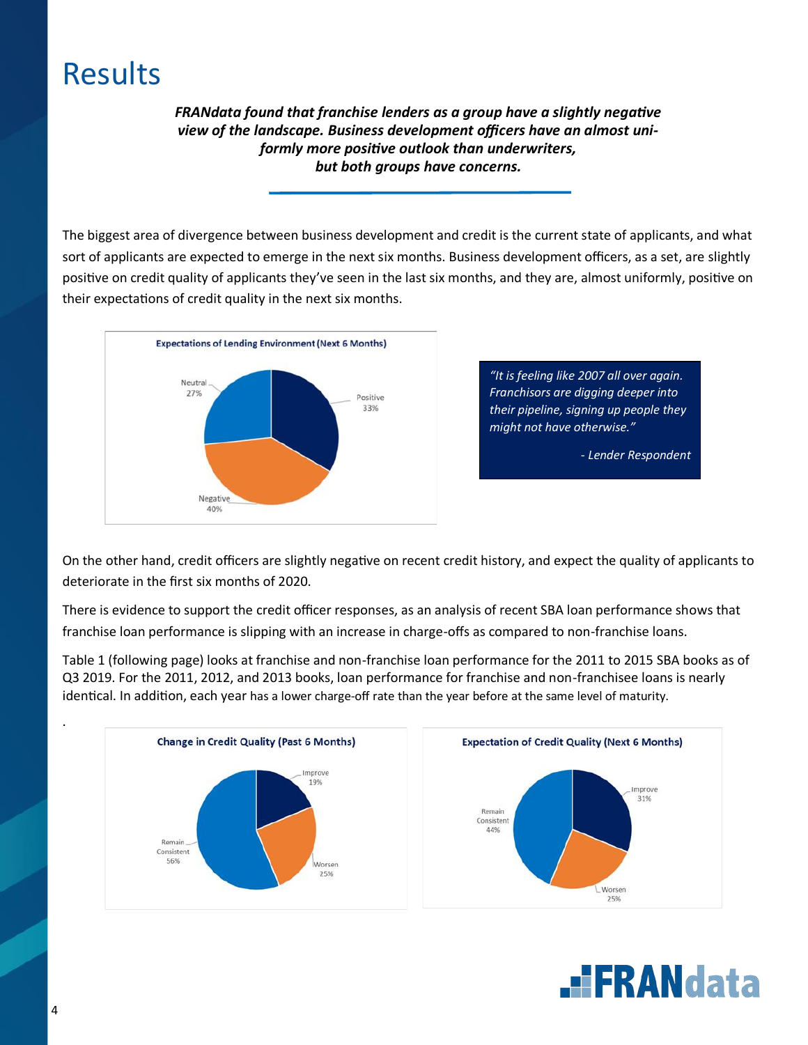# Results

***FRANdata found that franchise lenders as a group have a slightly negative view of the landscape. Business development officers have an almost uniformly more positive outlook than underwriters, but both groups have concerns.***

The biggest area of divergence between business development and credit is the current state of applicants, and what sort of applicants are expected to emerge in the next six months. Business development officers, as a set, are slightly positive on credit quality of applicants they've seen in the last six months, and they are, almost uniformly, positive on their expectations of credit quality in the next six months.

**Expectations of Lending Environment (Next 6 Months)**

| Response | Share |
|---|---|
| Positive | 33% |
| Negative | 40% |
| Neutral | 27% |

*"It is feeling like 2007 all over again. Franchisors are digging deeper into their pipeline, signing up people they might not have otherwise."*

*- Lender Respondent*

On the other hand, credit officers are slightly negative on recent credit history, and expect the quality of applicants to deteriorate in the first six months of 2020.

There is evidence to support the credit officer responses, as an analysis of recent SBA loan performance shows that franchise loan performance is slipping with an increase in charge-offs as compared to non-franchise loans.

Table 1 (following page) looks at franchise and non-franchise loan performance for the 2011 to 2015 SBA books as of Q3 2019. For the 2011, 2012, and 2013 books, loan performance for franchise and non-franchisee loans is nearly identical. In addition, each year has a lower charge-off rate than the year before at the same level of maturity.

**Change in Credit Quality (Past 6 Months)**

| Response | Share |
|---|---|
| Improve | 19% |
| Worsen | 25% |
| Remain Consistent | 56% |

**Expectation of Credit Quality (Next 6 Months)**

| Response | Share |
|---|---|
| Improve | 31% |
| Worsen | 25% |
| Remain Consistent | 44% |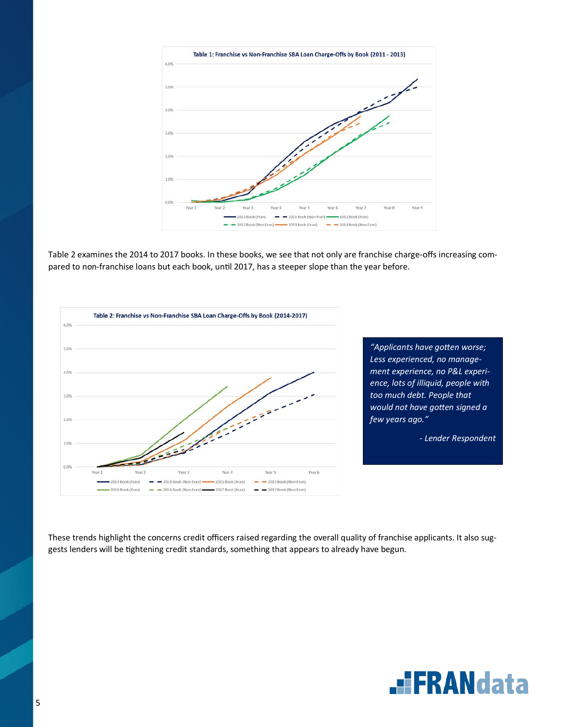**Table 1: Franchise vs Non-Franchise SBA Loan Charge-Offs by Book (2011 - 2013)**

Table 2 examines the 2014 to 2017 books. In these books, we see that not only are franchise charge-offs increasing compared to non-franchise loans but each book, until 2017, has a steeper slope than the year before.

**Table 2: Franchise vs Non-Franchise SBA Loan Charge-Offs by Book (2014-2017)**

> *"Applicants have gotten worse; Less experienced, no management experience, no P&L experience, lots of illiquid, people with too much debt. People that would not have gotten signed a few years ago."*
>
> *- Lender Respondent*

These trends highlight the concerns credit officers raised regarding the overall quality of franchise applicants. It also suggests lenders will be tightening credit standards, something that appears to already have begun.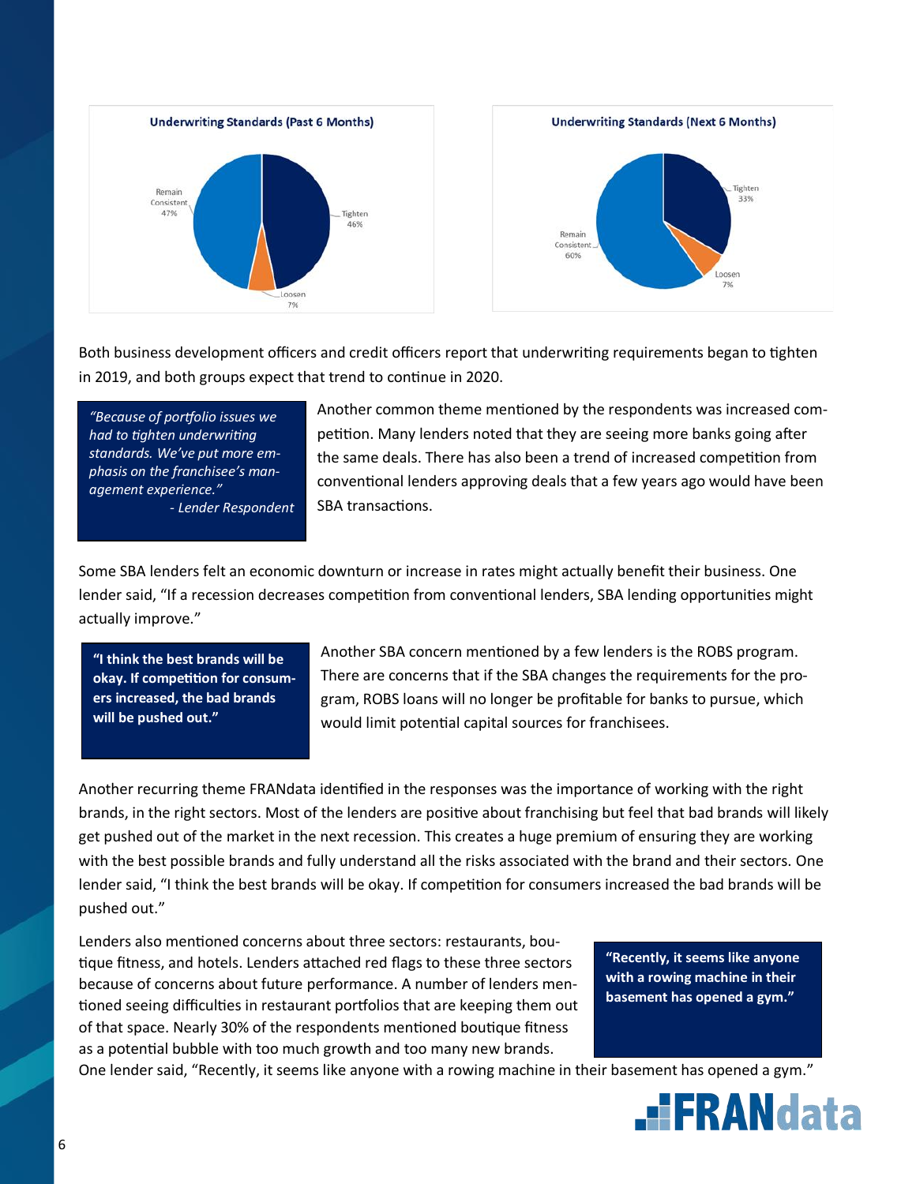**Underwriting Standards (Past 6 Months)**

| Response | Share |
|---|---|
| Tighten | 46% |
| Loosen | 7% |
| Remain Consistent | 47% |

**Underwriting Standards (Next 6 Months)**

| Response | Share |
|---|---|
| Tighten | 33% |
| Loosen | 7% |
| Remain Consistent | 60% |

Both business development officers and credit officers report that underwriting requirements began to tighten in 2019, and both groups expect that trend to continue in 2020.

> *"Because of portfolio issues we had to tighten underwriting standards. We've put more emphasis on the franchisee's management experience."*
> *- Lender Respondent*

Another common theme mentioned by the respondents was increased competition. Many lenders noted that they are seeing more banks going after the same deals. There has also been a trend of increased competition from conventional lenders approving deals that a few years ago would have been SBA transactions.

Some SBA lenders felt an economic downturn or increase in rates might actually benefit their business. One lender said, "If a recession decreases competition from conventional lenders, SBA lending opportunities might actually improve."

> **"I think the best brands will be okay. If competition for consumers increased, the bad brands will be pushed out."**

Another SBA concern mentioned by a few lenders is the ROBS program. There are concerns that if the SBA changes the requirements for the program, ROBS loans will no longer be profitable for banks to pursue, which would limit potential capital sources for franchisees.

Another recurring theme FRANdata identified in the responses was the importance of working with the right brands, in the right sectors. Most of the lenders are positive about franchising but feel that bad brands will likely get pushed out of the market in the next recession. This creates a huge premium of ensuring they are working with the best possible brands and fully understand all the risks associated with the brand and their sectors. One lender said, "I think the best brands will be okay. If competition for consumers increased the bad brands will be pushed out."

> **"Recently, it seems like anyone with a rowing machine in their basement has opened a gym."**

Lenders also mentioned concerns about three sectors: restaurants, boutique fitness, and hotels. Lenders attached red flags to these three sectors because of concerns about future performance. A number of lenders mentioned seeing difficulties in restaurant portfolios that are keeping them out of that space. Nearly 30% of the respondents mentioned boutique fitness as a potential bubble with too much growth and too many new brands. One lender said, "Recently, it seems like anyone with a rowing machine in their basement has opened a gym."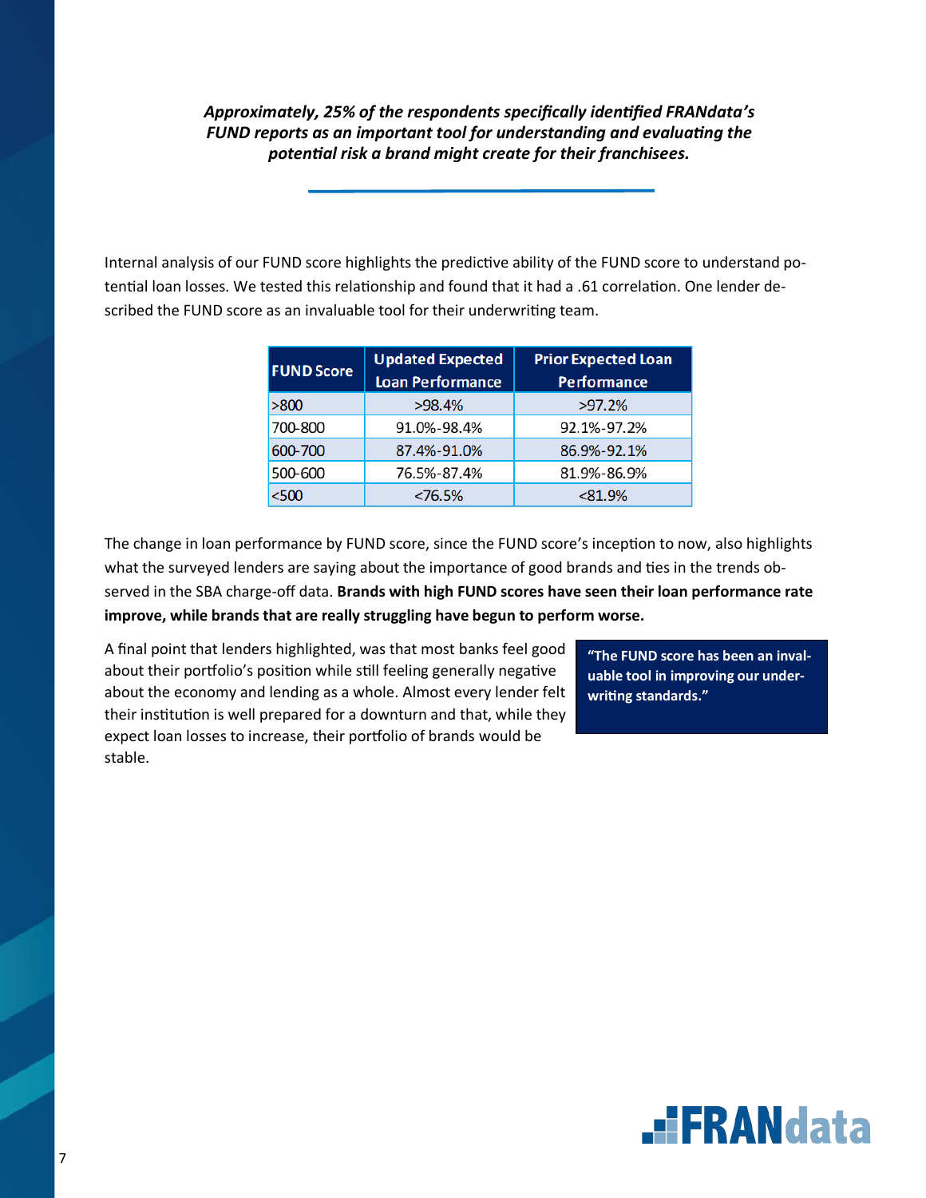*Approximately, 25% of the respondents specifically identified FRANdata's FUND reports as an important tool for understanding and evaluating the potential risk a brand might create for their franchisees.*

Internal analysis of our FUND score highlights the predictive ability of the FUND score to understand potential loan losses. We tested this relationship and found that it had a .61 correlation. One lender described the FUND score as an invaluable tool for their underwriting team.

| FUND Score | Updated Expected Loan Performance | Prior Expected Loan Performance |
|---|---|---|
| >800 | >98.4% | >97.2% |
| 700-800 | 91.0%-98.4% | 92.1%-97.2% |
| 600-700 | 87.4%-91.0% | 86.9%-92.1% |
| 500-600 | 76.5%-87.4% | 81.9%-86.9% |
| <500 | <76.5% | <81.9% |

The change in loan performance by FUND score, since the FUND score's inception to now, also highlights what the surveyed lenders are saying about the importance of good brands and ties in the trends observed in the SBA charge-off data. **Brands with high FUND scores have seen their loan performance rate improve, while brands that are really struggling have begun to perform worse.**

A final point that lenders highlighted, was that most banks feel good about their portfolio's position while still feeling generally negative about the economy and lending as a whole. Almost every lender felt their institution is well prepared for a downturn and that, while they expect loan losses to increase, their portfolio of brands would be stable.

**"The FUND score has been an invaluable tool in improving our underwriting standards."**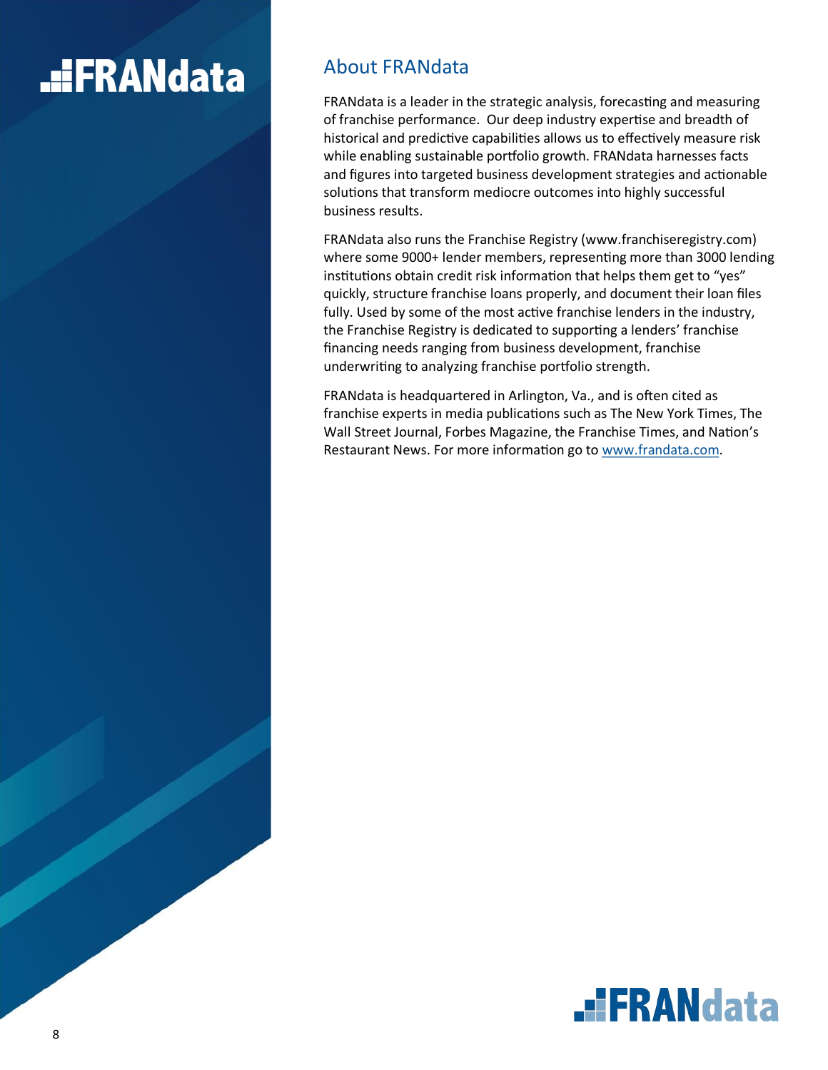## About FRANdata

FRANdata is a leader in the strategic analysis, forecasting and measuring of franchise performance. Our deep industry expertise and breadth of historical and predictive capabilities allows us to effectively measure risk while enabling sustainable portfolio growth. FRANdata harnesses facts and figures into targeted business development strategies and actionable solutions that transform mediocre outcomes into highly successful business results.

FRANdata also runs the Franchise Registry (www.franchiseregistry.com) where some 9000+ lender members, representing more than 3000 lending institutions obtain credit risk information that helps them get to "yes" quickly, structure franchise loans properly, and document their loan files fully. Used by some of the most active franchise lenders in the industry, the Franchise Registry is dedicated to supporting a lenders' franchise financing needs ranging from business development, franchise underwriting to analyzing franchise portfolio strength.

FRANdata is headquartered in Arlington, Va., and is often cited as franchise experts in media publications such as The New York Times, The Wall Street Journal, Forbes Magazine, the Franchise Times, and Nation's Restaurant News. For more information go to www.frandata.com.